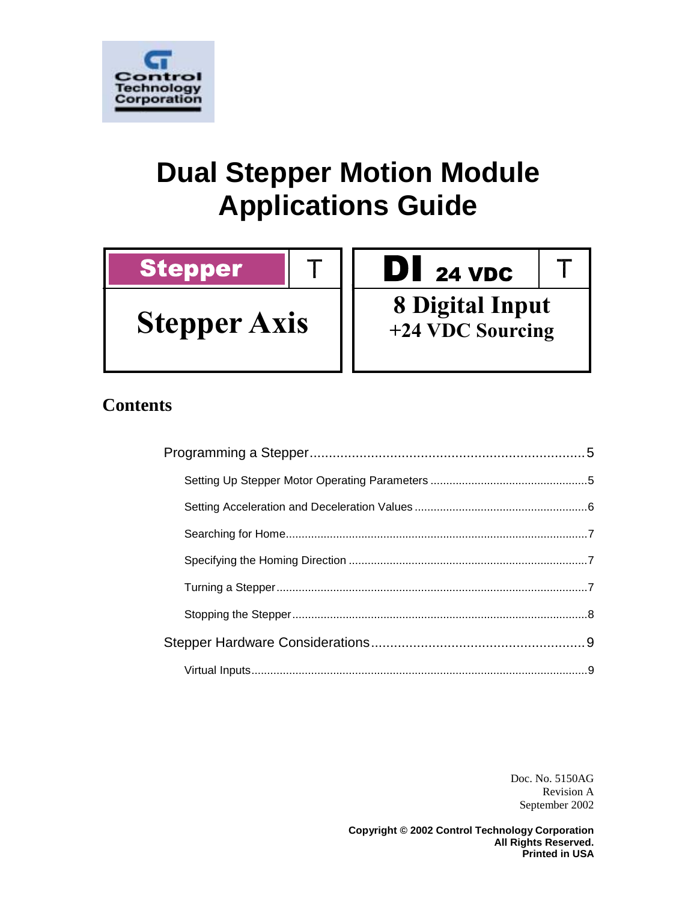Control Technology Corporation

# Dual Stepper Motion Module Applications Guide

| Stepper | T |
|---|---|
| Stepper Axis | |

| DI 24 VDC | T |
|---|---|
| 8 Digital Input +24 VDC Sourcing | |

## Contents

- Programming a Stepper ........ 5
  - Setting Up Stepper Motor Operating Parameters ........ 5
  - Setting Acceleration and Deceleration Values ........ 6
  - Searching for Home ........ 7
  - Specifying the Homing Direction ........ 7
  - Turning a Stepper ........ 7
  - Stopping the Stepper ........ 8
- Stepper Hardware Considerations ........ 9
  - Virtual Inputs ........ 9

Doc. No. 5150AG
Revision A
September 2002

**Copyright © 2002 Control Technology Corporation**
**All Rights Reserved.**
**Printed in USA**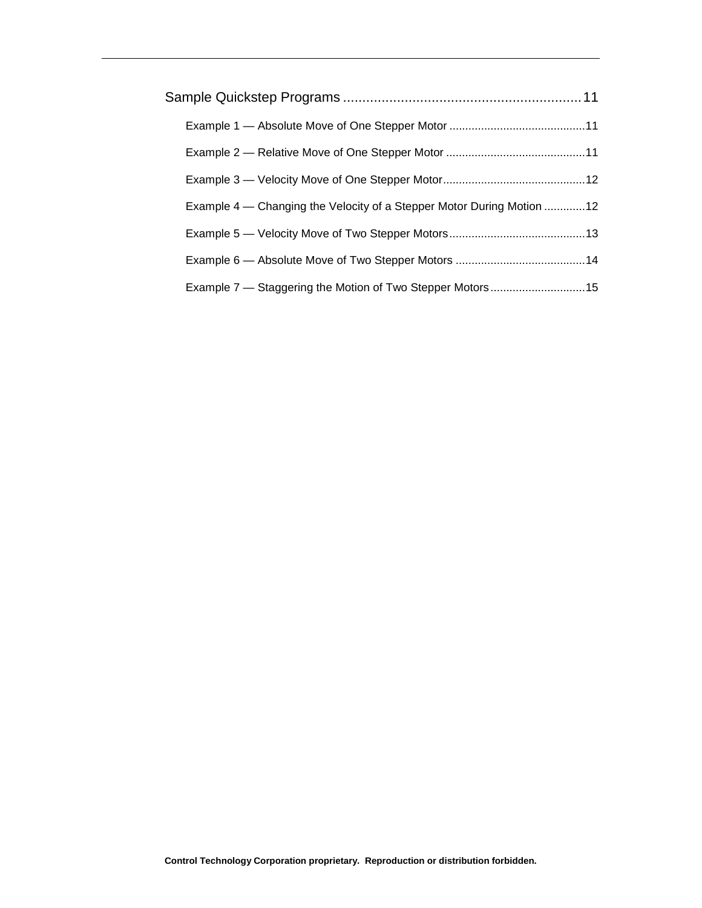Sample Quickstep Programs ............................................................... 11

- Example 1 — Absolute Move of One Stepper Motor ........................................... 11
- Example 2 — Relative Move of One Stepper Motor ............................................ 11
- Example 3 — Velocity Move of One Stepper Motor............................................. 12
- Example 4 — Changing the Velocity of a Stepper Motor During Motion ............. 12
- Example 5 — Velocity Move of Two Stepper Motors........................................... 13
- Example 6 — Absolute Move of Two Stepper Motors ......................................... 14
- Example 7 — Staggering the Motion of Two Stepper Motors.............................. 15

**Control Technology Corporation proprietary. Reproduction or distribution forbidden.**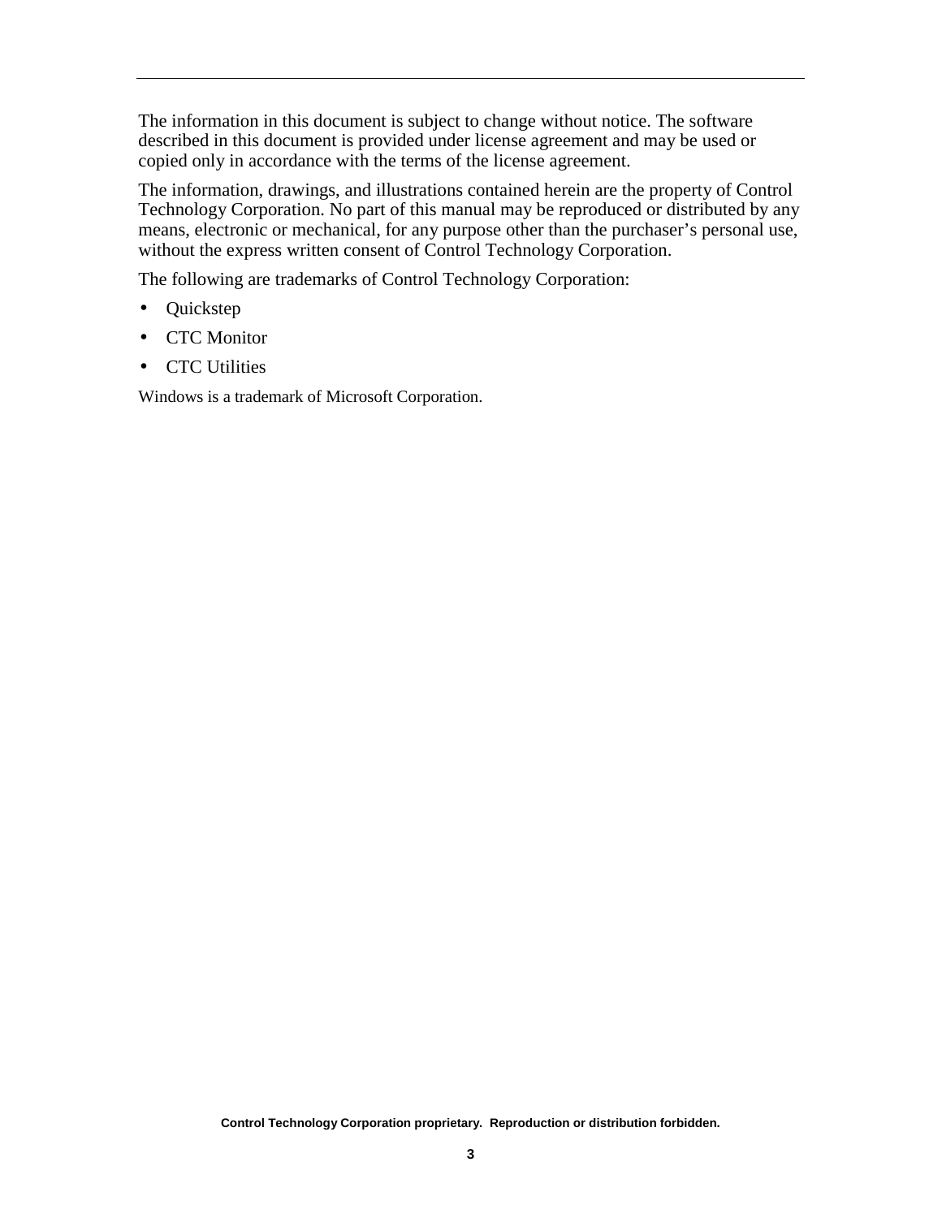The information in this document is subject to change without notice. The software described in this document is provided under license agreement and may be used or copied only in accordance with the terms of the license agreement.

The information, drawings, and illustrations contained herein are the property of Control Technology Corporation. No part of this manual may be reproduced or distributed by any means, electronic or mechanical, for any purpose other than the purchaser's personal use, without the express written consent of Control Technology Corporation.

The following are trademarks of Control Technology Corporation:

- Quickstep
- CTC Monitor
- CTC Utilities

Windows is a trademark of Microsoft Corporation.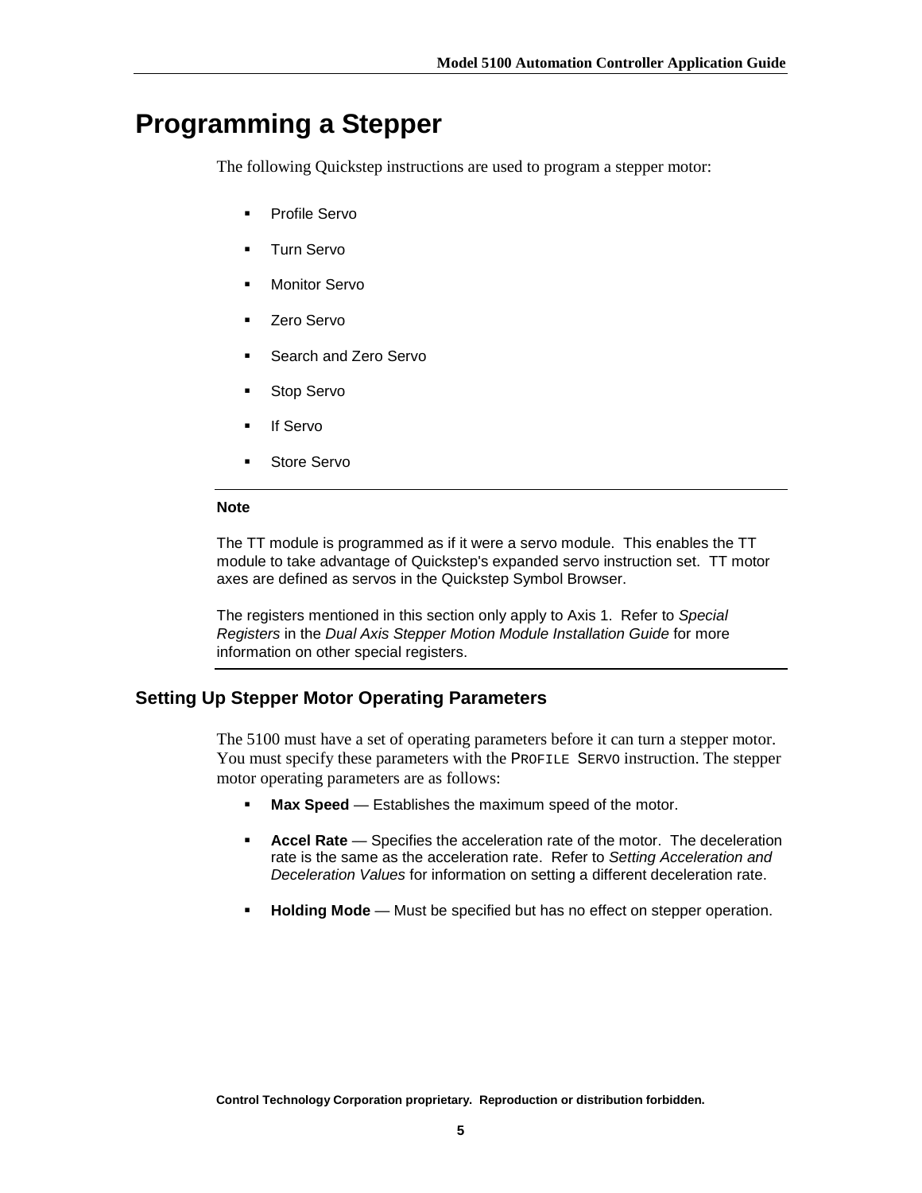# Programming a Stepper

The following Quickstep instructions are used to program a stepper motor:

- Profile Servo
- Turn Servo
- Monitor Servo
- Zero Servo
- Search and Zero Servo
- Stop Servo
- If Servo
- Store Servo

---

**Note**

The TT module is programmed as if it were a servo module. This enables the TT module to take advantage of Quickstep's expanded servo instruction set. TT motor axes are defined as servos in the Quickstep Symbol Browser.

The registers mentioned in this section only apply to Axis 1. Refer to *Special Registers* in the *Dual Axis Stepper Motion Module Installation Guide* for more information on other special registers.

---

## Setting Up Stepper Motor Operating Parameters

The 5100 must have a set of operating parameters before it can turn a stepper motor. You must specify these parameters with the PROFILE SERVO instruction. The stepper motor operating parameters are as follows:

- **Max Speed** — Establishes the maximum speed of the motor.
- **Accel Rate** — Specifies the acceleration rate of the motor. The deceleration rate is the same as the acceleration rate. Refer to *Setting Acceleration and Deceleration Values* for information on setting a different deceleration rate.
- **Holding Mode** — Must be specified but has no effect on stepper operation.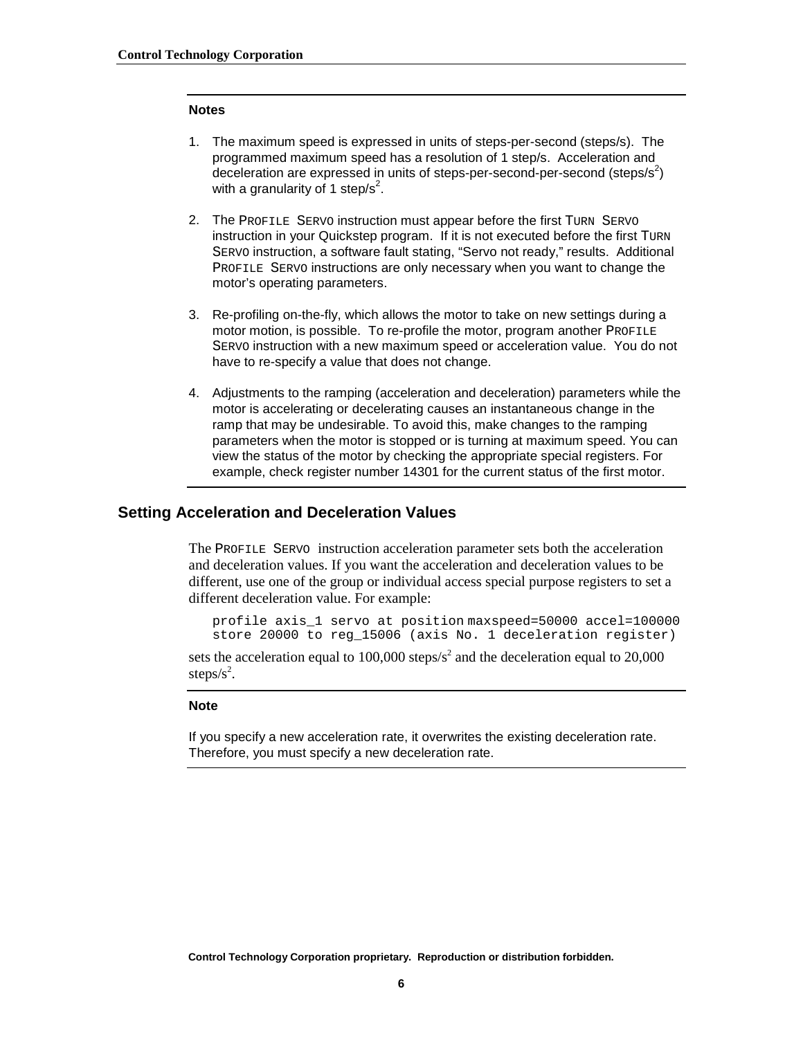**Notes**

1. The maximum speed is expressed in units of steps-per-second (steps/s). The programmed maximum speed has a resolution of 1 step/s. Acceleration and deceleration are expressed in units of steps-per-second-per-second (steps/$s^2$) with a granularity of 1 step/$s^2$.

2. The PROFILE SERVO instruction must appear before the first TURN SERVO instruction in your Quickstep program. If it is not executed before the first TURN SERVO instruction, a software fault stating, "Servo not ready," results. Additional PROFILE SERVO instructions are only necessary when you want to change the motor's operating parameters.

3. Re-profiling on-the-fly, which allows the motor to take on new settings during a motor motion, is possible. To re-profile the motor, program another PROFILE SERVO instruction with a new maximum speed or acceleration value. You do not have to re-specify a value that does not change.

4. Adjustments to the ramping (acceleration and deceleration) parameters while the motor is accelerating or decelerating causes an instantaneous change in the ramp that may be undesirable. To avoid this, make changes to the ramping parameters when the motor is stopped or is turning at maximum speed. You can view the status of the motor by checking the appropriate special registers. For example, check register number 14301 for the current status of the first motor.

## Setting Acceleration and Deceleration Values

The PROFILE SERVO instruction acceleration parameter sets both the acceleration and deceleration values. If you want the acceleration and deceleration values to be different, use one of the group or individual access special purpose registers to set a different deceleration value. For example:

```
profile axis_1 servo at position maxspeed=50000 accel=100000
store 20000 to reg_15006 (axis No. 1 deceleration register)
```

sets the acceleration equal to 100,000 steps/$s^2$ and the deceleration equal to 20,000 steps/$s^2$.

**Note**

If you specify a new acceleration rate, it overwrites the existing deceleration rate. Therefore, you must specify a new deceleration rate.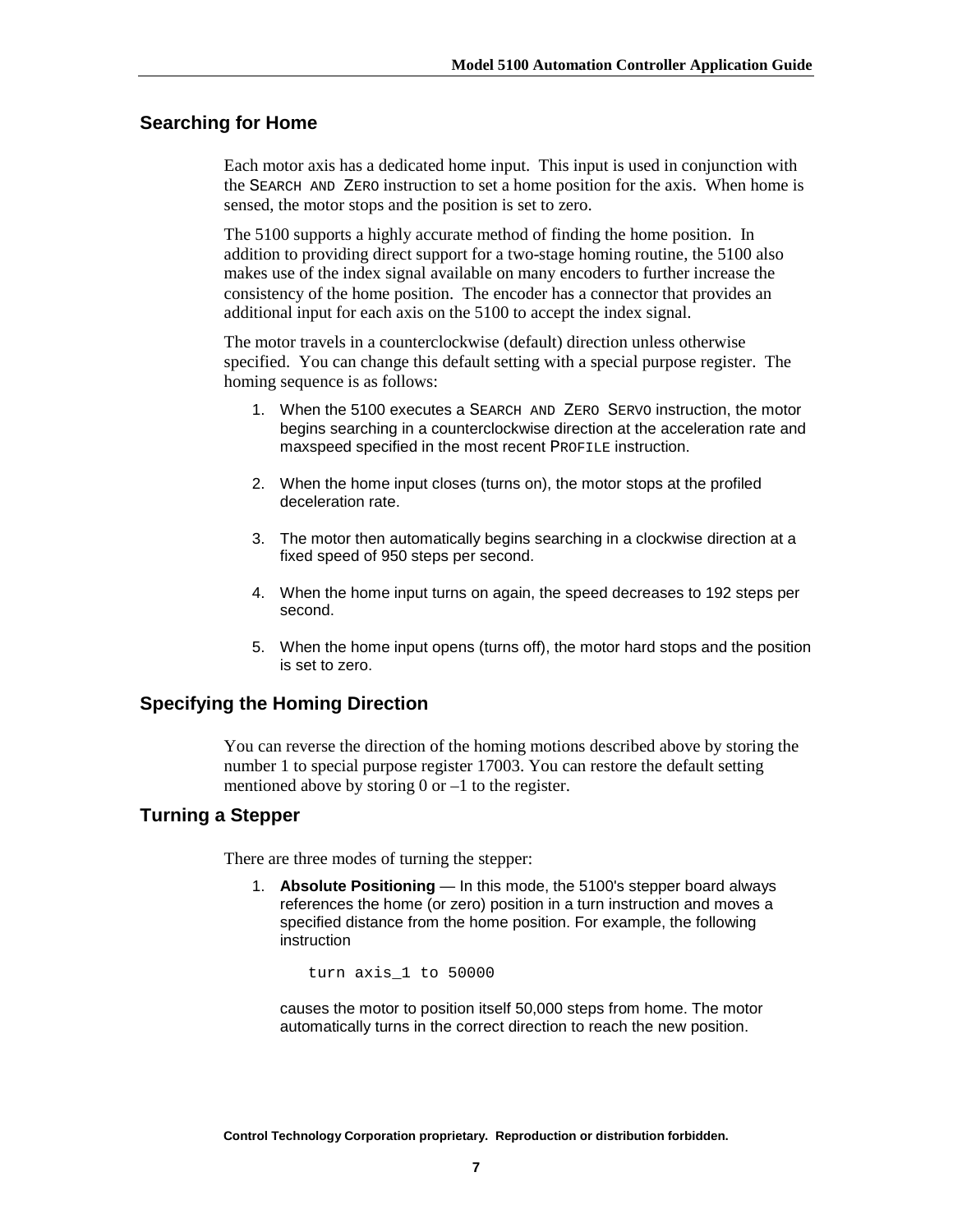## Searching for Home

Each motor axis has a dedicated home input. This input is used in conjunction with the SEARCH AND ZERO instruction to set a home position for the axis. When home is sensed, the motor stops and the position is set to zero.

The 5100 supports a highly accurate method of finding the home position. In addition to providing direct support for a two-stage homing routine, the 5100 also makes use of the index signal available on many encoders to further increase the consistency of the home position. The encoder has a connector that provides an additional input for each axis on the 5100 to accept the index signal.

The motor travels in a counterclockwise (default) direction unless otherwise specified. You can change this default setting with a special purpose register. The homing sequence is as follows:

1. When the 5100 executes a SEARCH AND ZERO SERVO instruction, the motor begins searching in a counterclockwise direction at the acceleration rate and maxspeed specified in the most recent PROFILE instruction.

2. When the home input closes (turns on), the motor stops at the profiled deceleration rate.

3. The motor then automatically begins searching in a clockwise direction at a fixed speed of 950 steps per second.

4. When the home input turns on again, the speed decreases to 192 steps per second.

5. When the home input opens (turns off), the motor hard stops and the position is set to zero.

## Specifying the Homing Direction

You can reverse the direction of the homing motions described above by storing the number 1 to special purpose register 17003. You can restore the default setting mentioned above by storing 0 or –1 to the register.

## Turning a Stepper

There are three modes of turning the stepper:

1. **Absolute Positioning** — In this mode, the 5100's stepper board always references the home (or zero) position in a turn instruction and moves a specified distance from the home position. For example, the following instruction

   ```
   turn axis_1 to 50000
   ```

   causes the motor to position itself 50,000 steps from home. The motor automatically turns in the correct direction to reach the new position.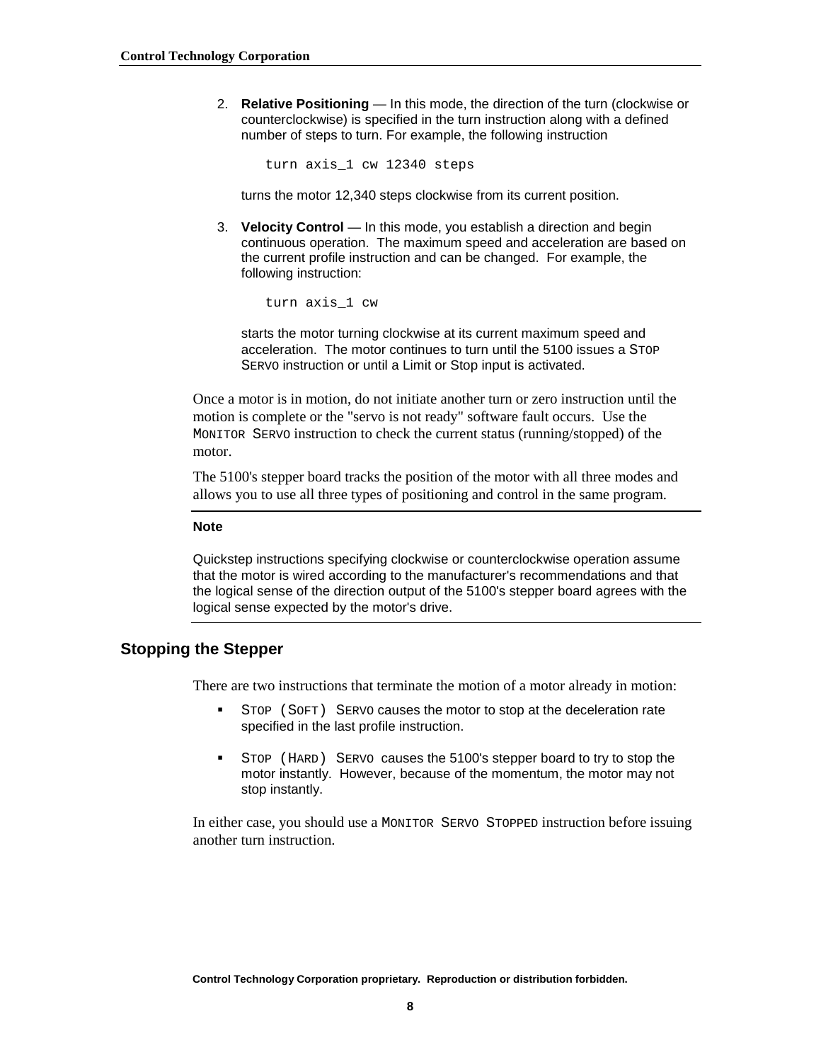2. **Relative Positioning** — In this mode, the direction of the turn (clockwise or counterclockwise) is specified in the turn instruction along with a defined number of steps to turn. For example, the following instruction

   ```
   turn axis_1 cw 12340 steps
   ```

   turns the motor 12,340 steps clockwise from its current position.

3. **Velocity Control** — In this mode, you establish a direction and begin continuous operation. The maximum speed and acceleration are based on the current profile instruction and can be changed. For example, the following instruction:

   ```
   turn axis_1 cw
   ```

   starts the motor turning clockwise at its current maximum speed and acceleration. The motor continues to turn until the 5100 issues a STOP SERVO instruction or until a Limit or Stop input is activated.

Once a motor is in motion, do not initiate another turn or zero instruction until the motion is complete or the "servo is not ready" software fault occurs. Use the MONITOR SERVO instruction to check the current status (running/stopped) of the motor.

The 5100's stepper board tracks the position of the motor with all three modes and allows you to use all three types of positioning and control in the same program.

---

**Note**

Quickstep instructions specifying clockwise or counterclockwise operation assume that the motor is wired according to the manufacturer's recommendations and that the logical sense of the direction output of the 5100's stepper board agrees with the logical sense expected by the motor's drive.

---

## Stopping the Stepper

There are two instructions that terminate the motion of a motor already in motion:

- STOP (SOFT) SERVO causes the motor to stop at the deceleration rate specified in the last profile instruction.
- STOP (HARD) SERVO causes the 5100's stepper board to try to stop the motor instantly. However, because of the momentum, the motor may not stop instantly.

In either case, you should use a MONITOR SERVO STOPPED instruction before issuing another turn instruction.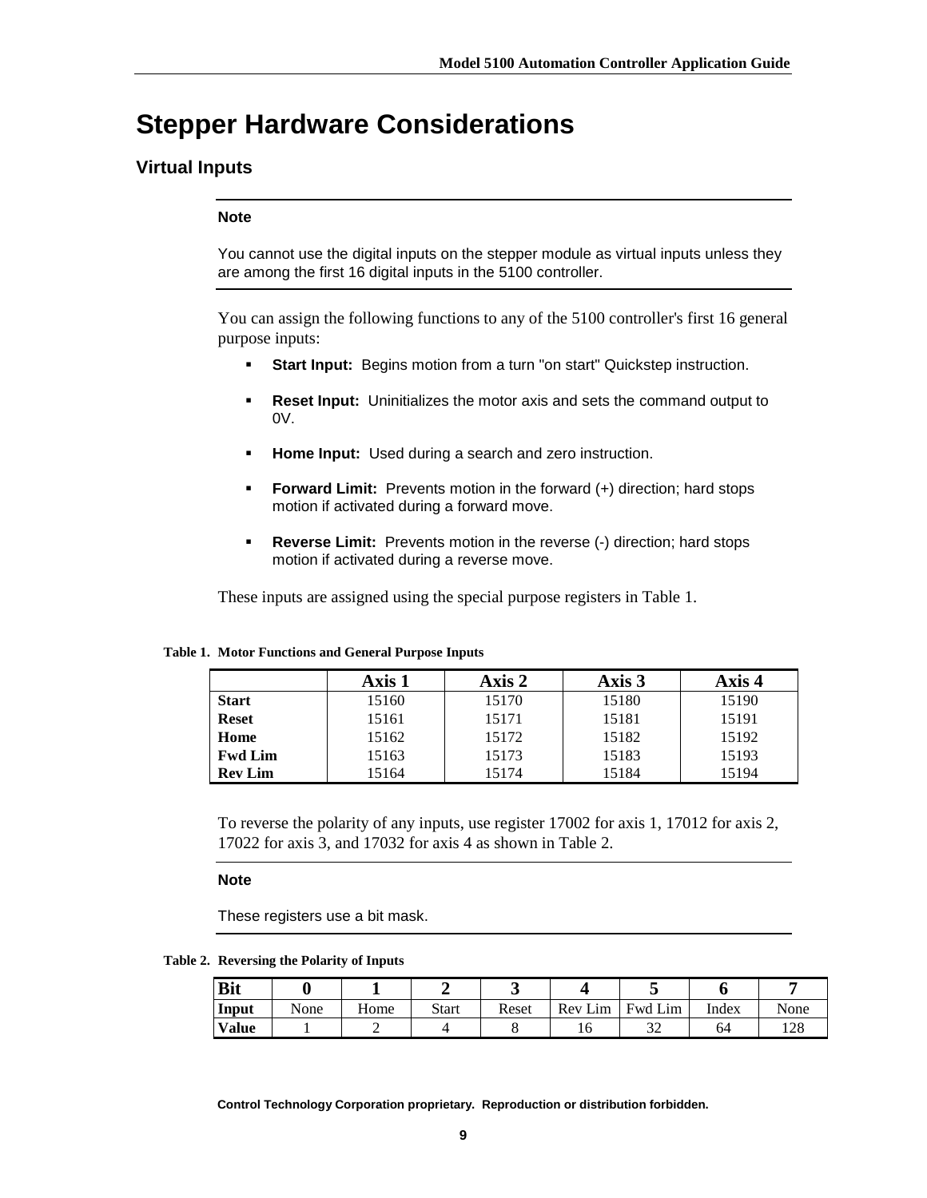# Stepper Hardware Considerations

## Virtual Inputs

**Note**

You cannot use the digital inputs on the stepper module as virtual inputs unless they are among the first 16 digital inputs in the 5100 controller.

You can assign the following functions to any of the 5100 controller's first 16 general purpose inputs:

- **Start Input:** Begins motion from a turn "on start" Quickstep instruction.
- **Reset Input:** Uninitializes the motor axis and sets the command output to 0V.
- **Home Input:** Used during a search and zero instruction.
- **Forward Limit:** Prevents motion in the forward (+) direction; hard stops motion if activated during a forward move.
- **Reverse Limit:** Prevents motion in the reverse (-) direction; hard stops motion if activated during a reverse move.

These inputs are assigned using the special purpose registers in Table 1.

**Table 1. Motor Functions and General Purpose Inputs**

| | Axis 1 | Axis 2 | Axis 3 | Axis 4 |
|---|---|---|---|---|
| **Start** | 15160 | 15170 | 15180 | 15190 |
| **Reset** | 15161 | 15171 | 15181 | 15191 |
| **Home** | 15162 | 15172 | 15182 | 15192 |
| **Fwd Lim** | 15163 | 15173 | 15183 | 15193 |
| **Rev Lim** | 15164 | 15174 | 15184 | 15194 |

To reverse the polarity of any inputs, use register 17002 for axis 1, 17012 for axis 2, 17022 for axis 3, and 17032 for axis 4 as shown in Table 2.

**Note**

These registers use a bit mask.

**Table 2. Reversing the Polarity of Inputs**

| Bit | 0 | 1 | 2 | 3 | 4 | 5 | 6 | 7 |
|---|---|---|---|---|---|---|---|---|
| **Input** | None | Home | Start | Reset | Rev Lim | Fwd Lim | Index | None |
| **Value** | 1 | 2 | 4 | 8 | 16 | 32 | 64 | 128 |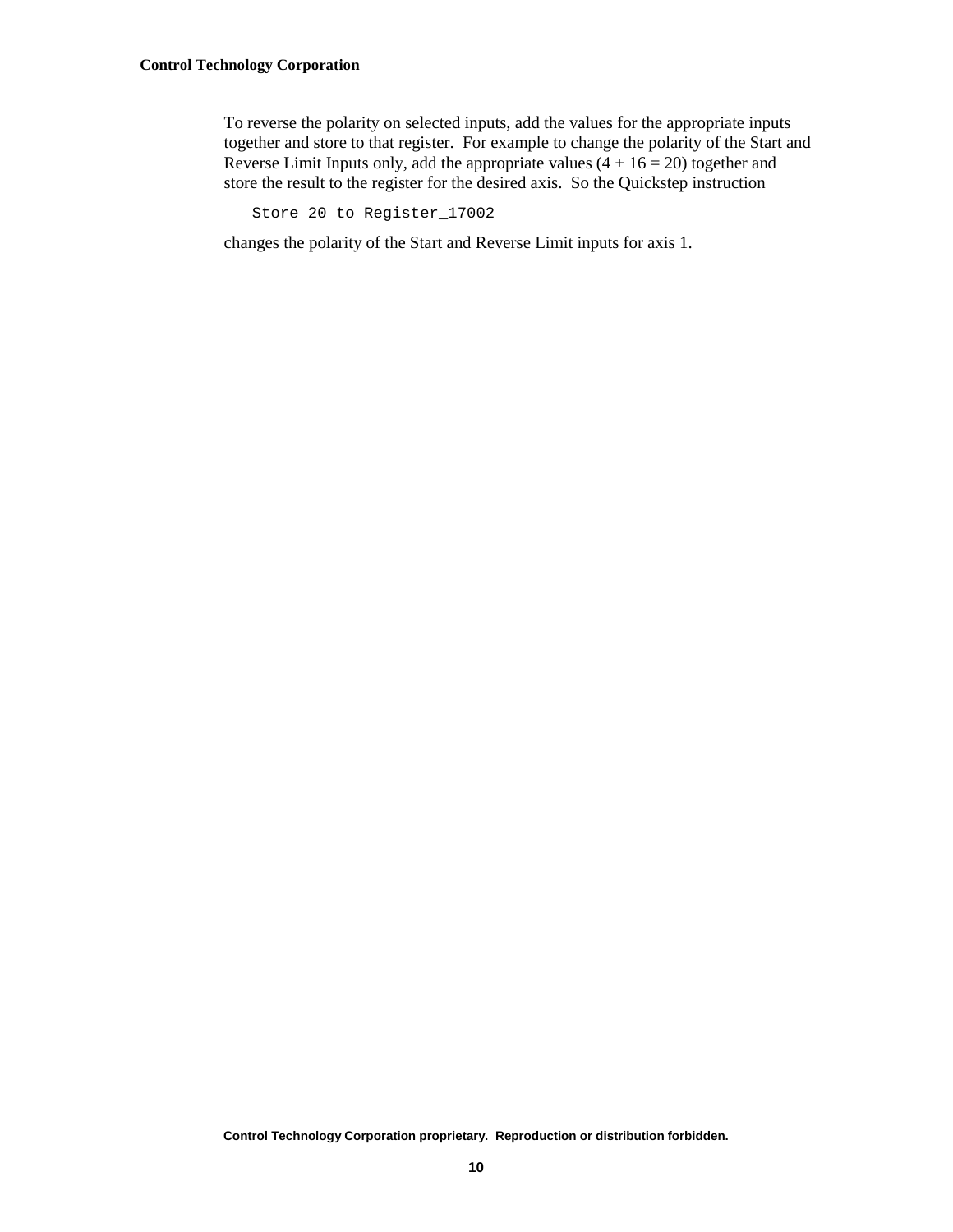To reverse the polarity on selected inputs, add the values for the appropriate inputs together and store to that register. For example to change the polarity of the Start and Reverse Limit Inputs only, add the appropriate values (4 + 16 = 20) together and store the result to the register for the desired axis. So the Quickstep instruction

```
Store 20 to Register_17002
```

changes the polarity of the Start and Reverse Limit inputs for axis 1.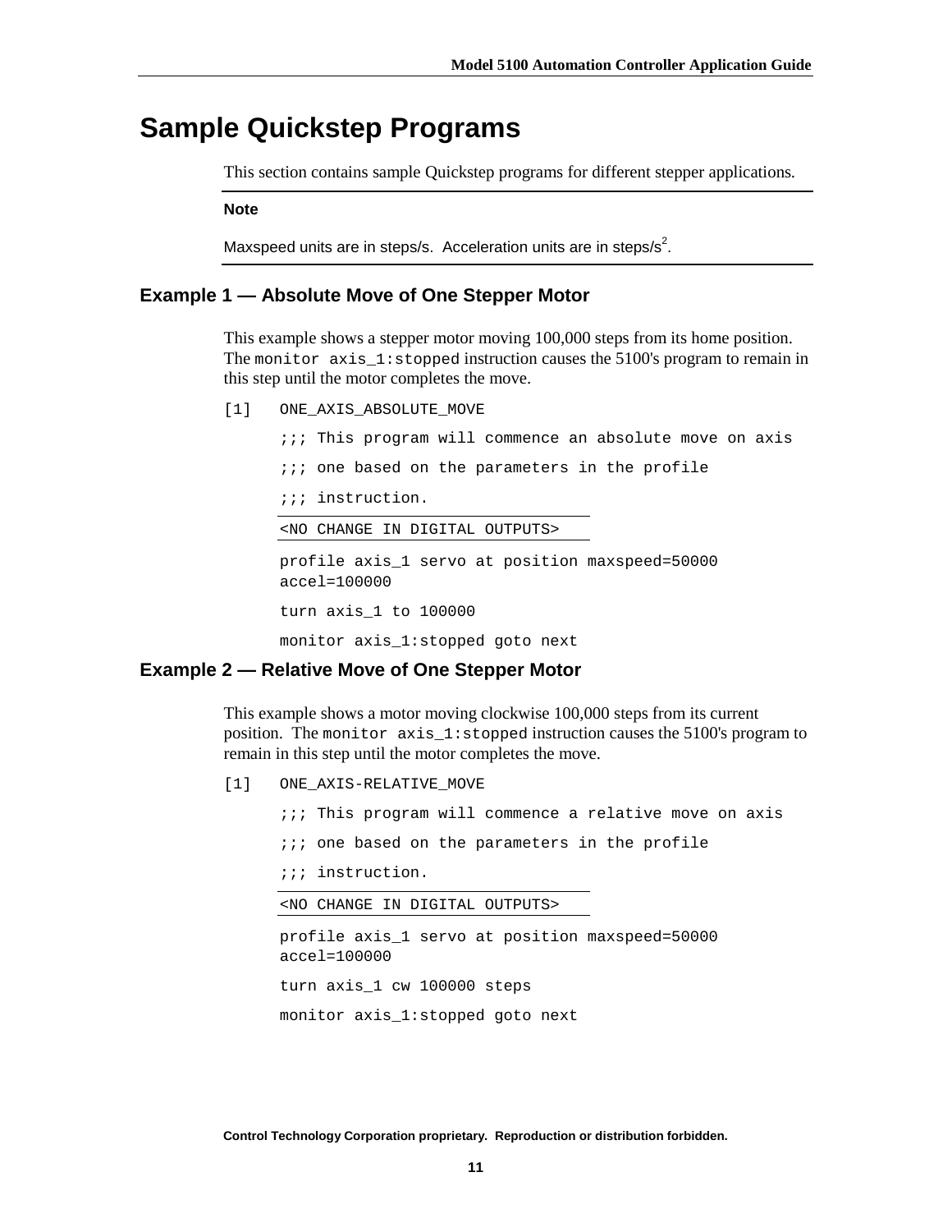# Sample Quickstep Programs

This section contains sample Quickstep programs for different stepper applications.

**Note**

Maxspeed units are in steps/s. Acceleration units are in steps/$s^2$.

## Example 1 — Absolute Move of One Stepper Motor

This example shows a stepper motor moving 100,000 steps from its home position. The `monitor axis_1:stopped` instruction causes the 5100's program to remain in this step until the motor completes the move.

```
[1]   ONE_AXIS_ABSOLUTE_MOVE

      ;;; This program will commence an absolute move on axis
      ;;; one based on the parameters in the profile
      ;;; instruction.

      <NO CHANGE IN DIGITAL OUTPUTS>

      profile axis_1 servo at position maxspeed=50000
      accel=100000
      turn axis_1 to 100000
      monitor axis_1:stopped goto next
```

## Example 2 — Relative Move of One Stepper Motor

This example shows a motor moving clockwise 100,000 steps from its current position. The `monitor axis_1:stopped` instruction causes the 5100's program to remain in this step until the motor completes the move.

```
[1]   ONE_AXIS-RELATIVE_MOVE

      ;;; This program will commence a relative move on axis
      ;;; one based on the parameters in the profile
      ;;; instruction.

      <NO CHANGE IN DIGITAL OUTPUTS>

      profile axis_1 servo at position maxspeed=50000
      accel=100000
      turn axis_1 cw 100000 steps
      monitor axis_1:stopped goto next
```

Control Technology Corporation proprietary. Reproduction or distribution forbidden.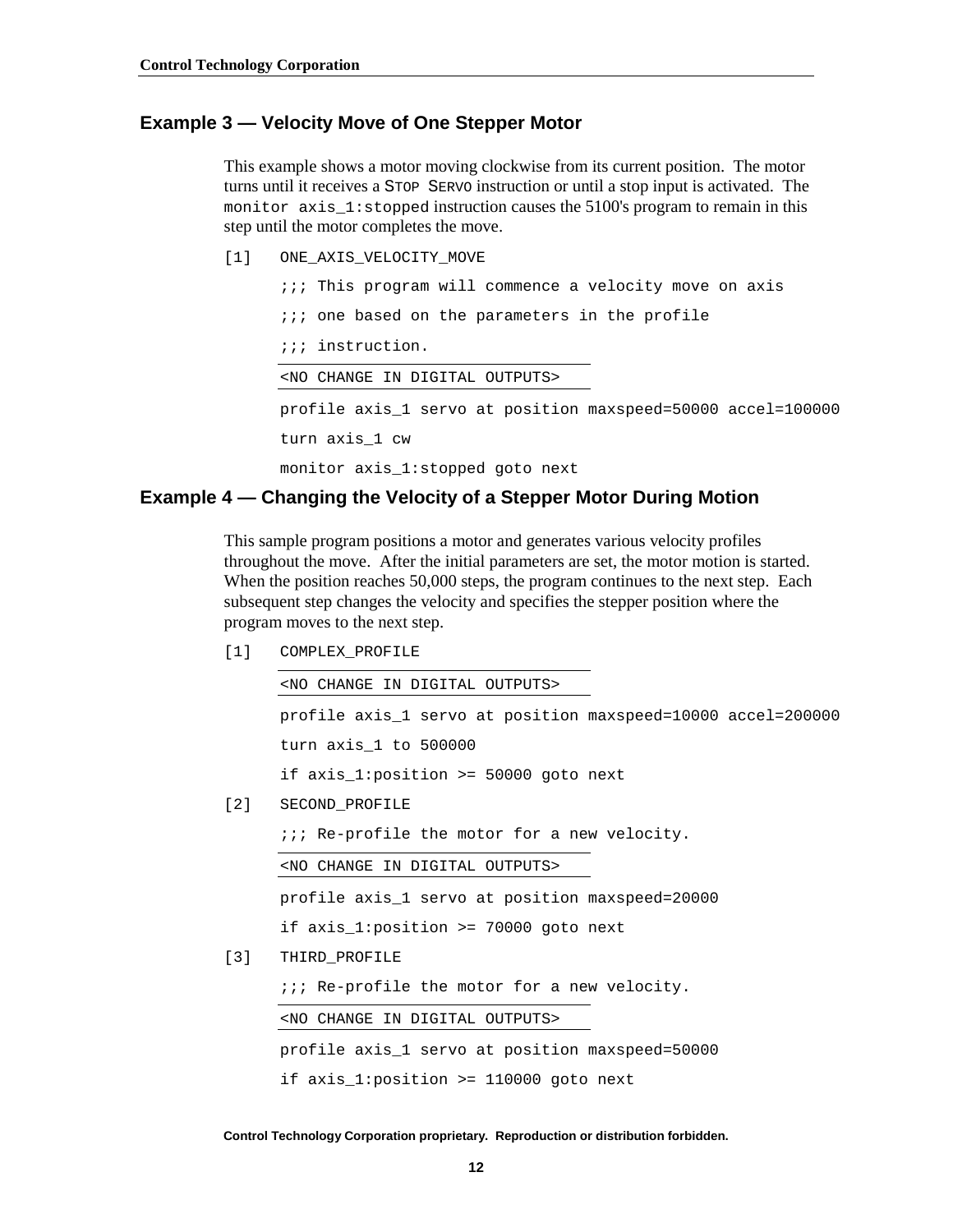## Example 3 — Velocity Move of One Stepper Motor

This example shows a motor moving clockwise from its current position. The motor turns until it receives a STOP SERVO instruction or until a stop input is activated. The `monitor axis_1:stopped` instruction causes the 5100's program to remain in this step until the motor completes the move.

```
[1]   ONE_AXIS_VELOCITY_MOVE
      ;;; This program will commence a velocity move on axis
      ;;; one based on the parameters in the profile
      ;;; instruction.
      <NO CHANGE IN DIGITAL OUTPUTS>
      profile axis_1 servo at position maxspeed=50000 accel=100000
      turn axis_1 cw
      monitor axis_1:stopped goto next
```

## Example 4 — Changing the Velocity of a Stepper Motor During Motion

This sample program positions a motor and generates various velocity profiles throughout the move. After the initial parameters are set, the motor motion is started. When the position reaches 50,000 steps, the program continues to the next step. Each subsequent step changes the velocity and specifies the stepper position where the program moves to the next step.

```
[1]   COMPLEX_PROFILE
      <NO CHANGE IN DIGITAL OUTPUTS>
      profile axis_1 servo at position maxspeed=10000 accel=200000
      turn axis_1 to 500000
      if axis_1:position >= 50000 goto next
[2]   SECOND_PROFILE
      ;;; Re-profile the motor for a new velocity.
      <NO CHANGE IN DIGITAL OUTPUTS>
      profile axis_1 servo at position maxspeed=20000
      if axis_1:position >= 70000 goto next
[3]   THIRD_PROFILE
      ;;; Re-profile the motor for a new velocity.
      <NO CHANGE IN DIGITAL OUTPUTS>
      profile axis_1 servo at position maxspeed=50000
      if axis_1:position >= 110000 goto next
```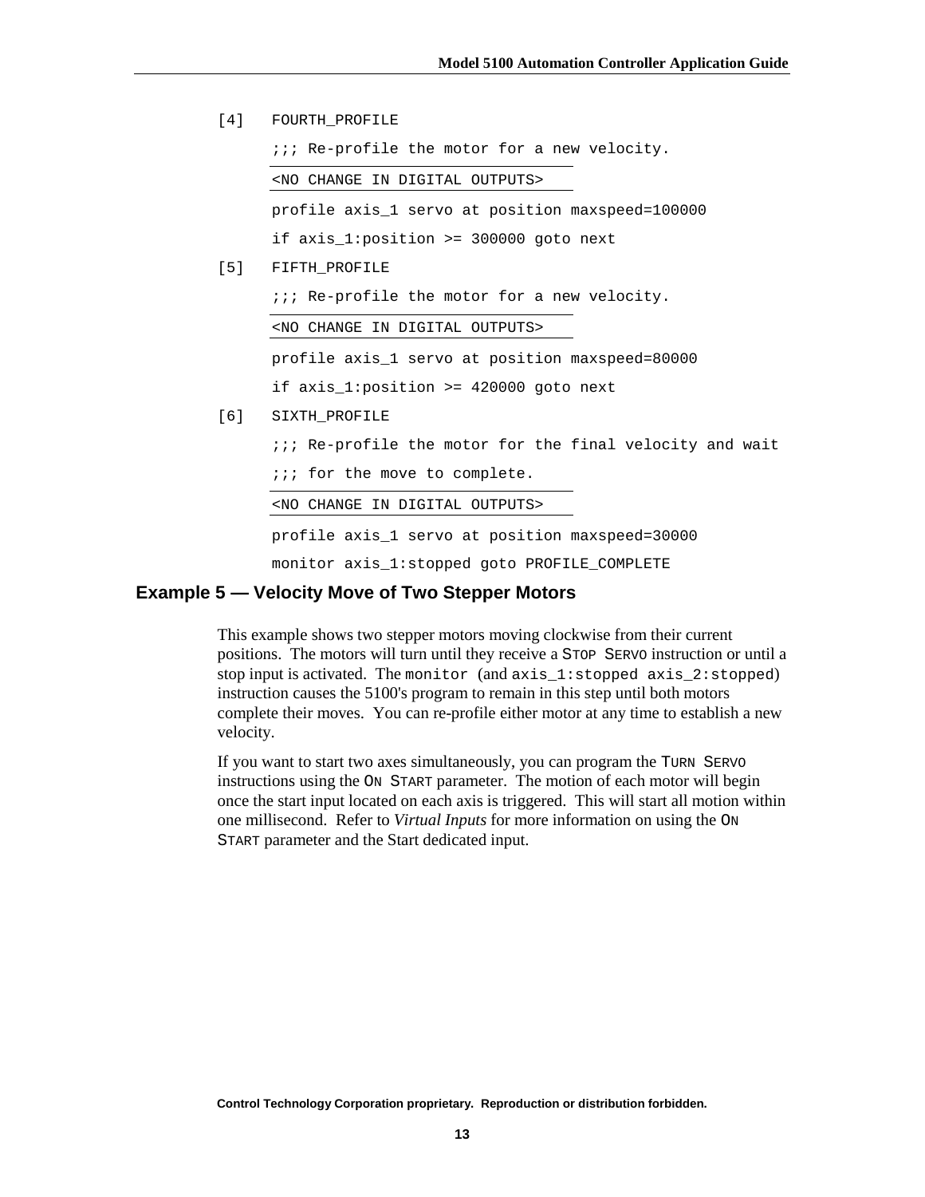```
[4]   FOURTH_PROFILE
      ;;; Re-profile the motor for a new velocity.
      <NO CHANGE IN DIGITAL OUTPUTS>
      profile axis_1 servo at position maxspeed=100000
      if axis_1:position >= 300000 goto next
[5]   FIFTH_PROFILE
      ;;; Re-profile the motor for a new velocity.
      <NO CHANGE IN DIGITAL OUTPUTS>
      profile axis_1 servo at position maxspeed=80000
      if axis_1:position >= 420000 goto next
[6]   SIXTH_PROFILE
      ;;; Re-profile the motor for the final velocity and wait
      ;;; for the move to complete.
      <NO CHANGE IN DIGITAL OUTPUTS>
      profile axis_1 servo at position maxspeed=30000
      monitor axis_1:stopped goto PROFILE_COMPLETE
```

## Example 5 — Velocity Move of Two Stepper Motors

This example shows two stepper motors moving clockwise from their current positions. The motors will turn until they receive a STOP SERVO instruction or until a stop input is activated. The `monitor` (and `axis_1:stopped axis_2:stopped`) instruction causes the 5100's program to remain in this step until both motors complete their moves. You can re-profile either motor at any time to establish a new velocity.

If you want to start two axes simultaneously, you can program the TURN SERVO instructions using the ON START parameter. The motion of each motor will begin once the start input located on each axis is triggered. This will start all motion within one millisecond. Refer to *Virtual Inputs* for more information on using the ON START parameter and the Start dedicated input.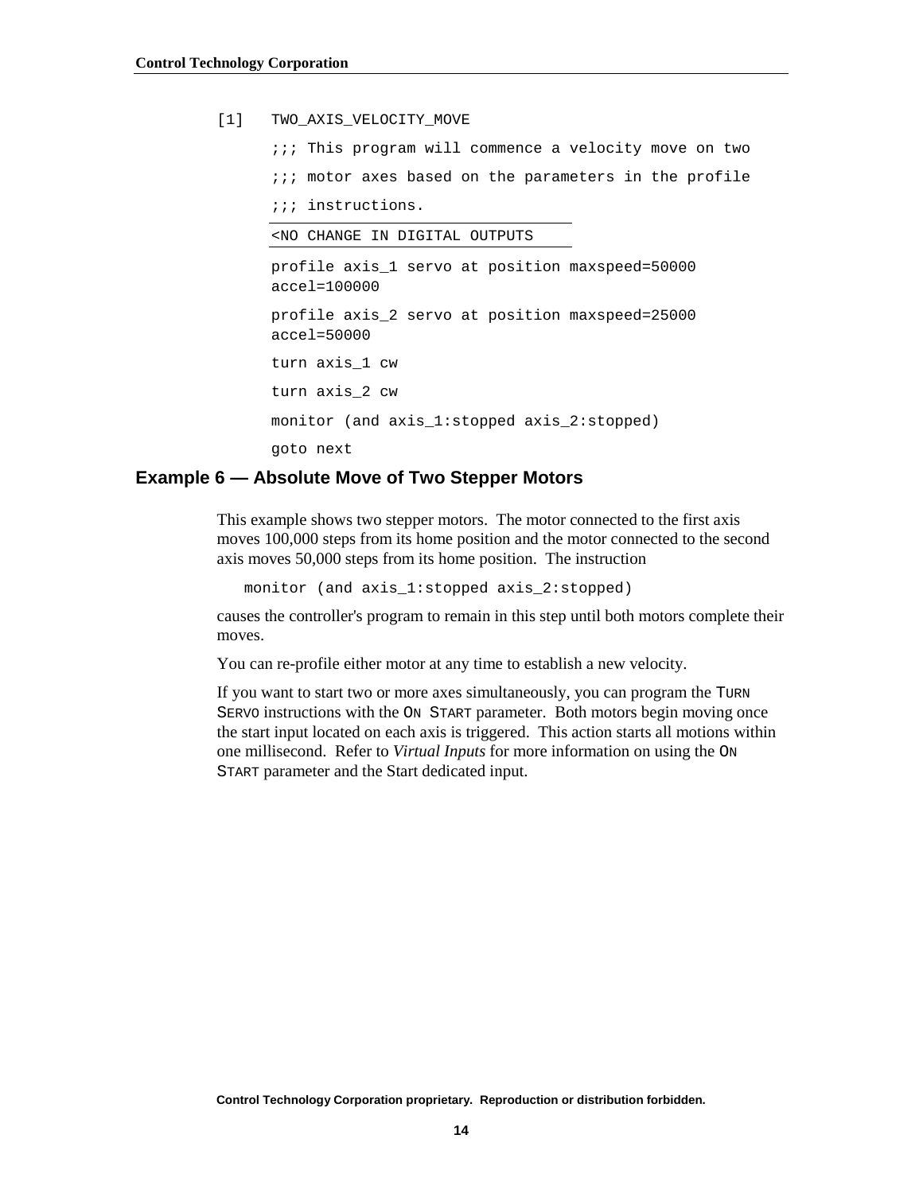```
[1]    TWO_AXIS_VELOCITY_MOVE

       ;;; This program will commence a velocity move on two
       ;;; motor axes based on the parameters in the profile
       ;;; instructions.

       <NO CHANGE IN DIGITAL OUTPUTS

       profile axis_1 servo at position maxspeed=50000
       accel=100000

       profile axis_2 servo at position maxspeed=25000
       accel=50000

       turn axis_1 cw

       turn axis_2 cw

       monitor (and axis_1:stopped axis_2:stopped)

       goto next
```

## Example 6 — Absolute Move of Two Stepper Motors

This example shows two stepper motors. The motor connected to the first axis moves 100,000 steps from its home position and the motor connected to the second axis moves 50,000 steps from its home position. The instruction

```
monitor (and axis_1:stopped axis_2:stopped)
```

causes the controller's program to remain in this step until both motors complete their moves.

You can re-profile either motor at any time to establish a new velocity.

If you want to start two or more axes simultaneously, you can program the TURN SERVO instructions with the ON START parameter. Both motors begin moving once the start input located on each axis is triggered. This action starts all motions within one millisecond. Refer to *Virtual Inputs* for more information on using the ON START parameter and the Start dedicated input.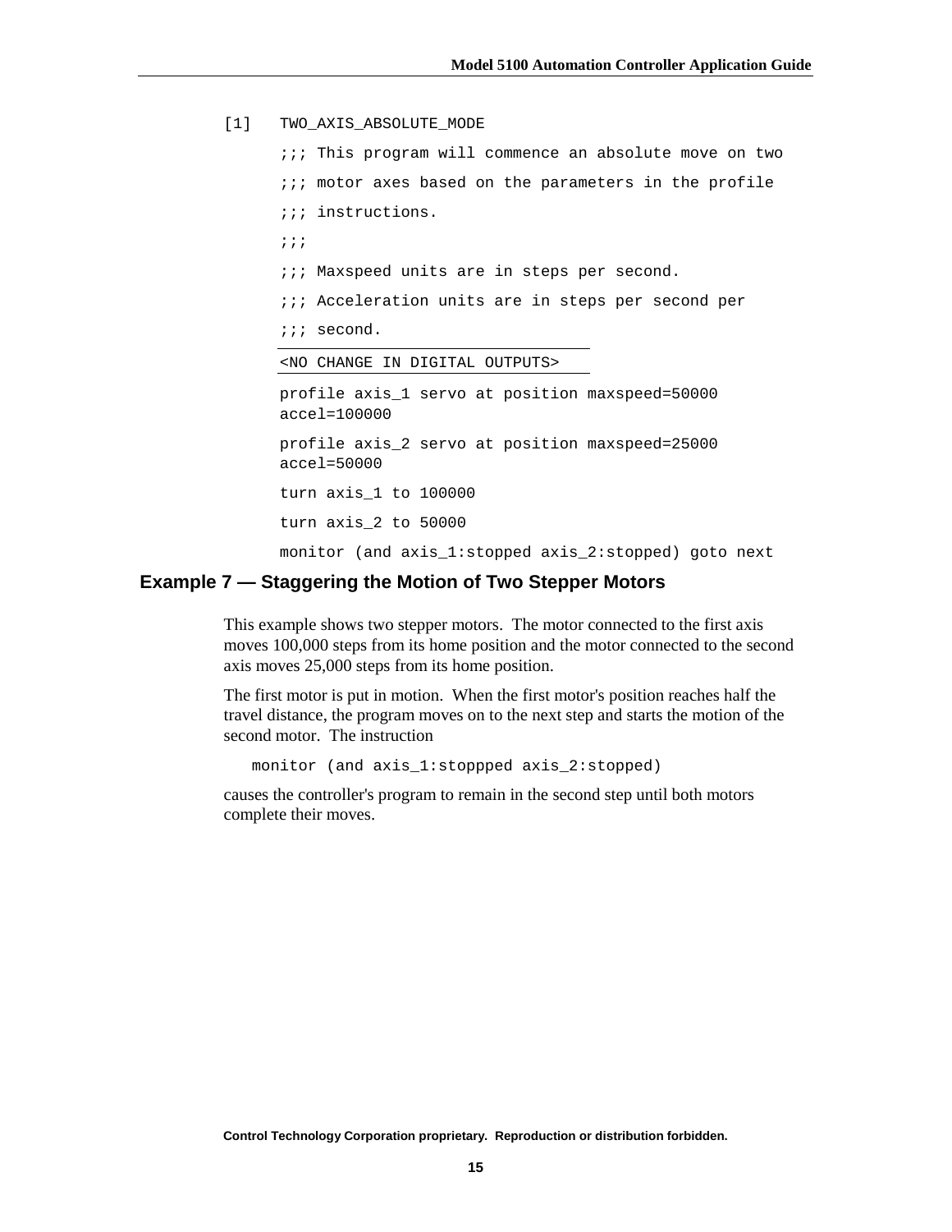```
[1]    TWO_AXIS_ABSOLUTE_MODE
       ;;; This program will commence an absolute move on two
       ;;; motor axes based on the parameters in the profile
       ;;; instructions.
       ;;;
       ;;; Maxspeed units are in steps per second.
       ;;; Acceleration units are in steps per second per
       ;;; second.
       <NO CHANGE IN DIGITAL OUTPUTS>
       profile axis_1 servo at position maxspeed=50000
       accel=100000
       profile axis_2 servo at position maxspeed=25000
       accel=50000
       turn axis_1 to 100000
       turn axis_2 to 50000
       monitor (and axis_1:stopped axis_2:stopped) goto next
```

## Example 7 — Staggering the Motion of Two Stepper Motors

This example shows two stepper motors. The motor connected to the first axis moves 100,000 steps from its home position and the motor connected to the second axis moves 25,000 steps from its home position.

The first motor is put in motion. When the first motor's position reaches half the travel distance, the program moves on to the next step and starts the motion of the second motor. The instruction

```
monitor (and axis_1:stoppped axis_2:stopped)
```

causes the controller's program to remain in the second step until both motors complete their moves.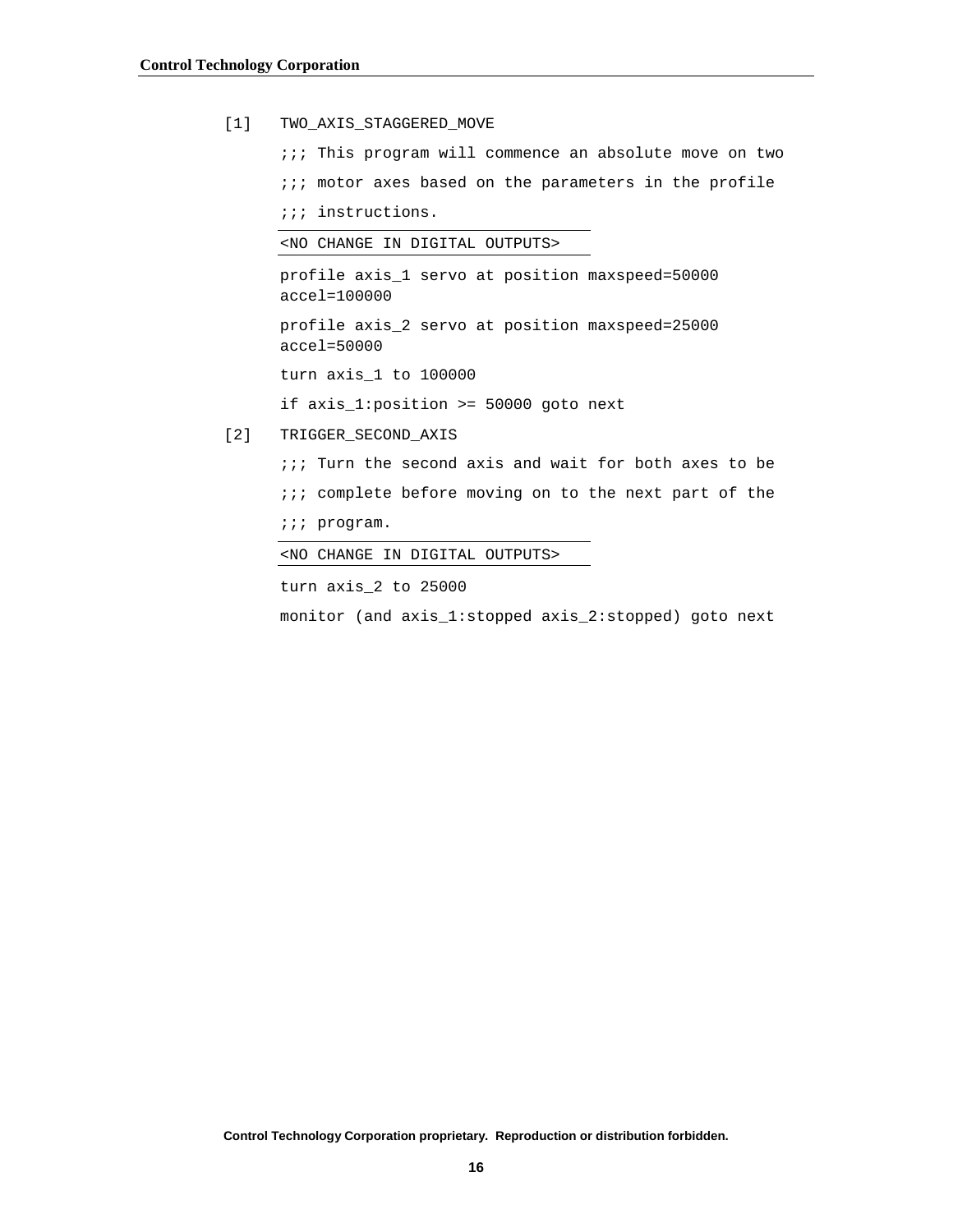```
[1]   TWO_AXIS_STAGGERED_MOVE

      ;;; This program will commence an absolute move on two
      ;;; motor axes based on the parameters in the profile
      ;;; instructions.

      <NO CHANGE IN DIGITAL OUTPUTS>

      profile axis_1 servo at position maxspeed=50000
      accel=100000

      profile axis_2 servo at position maxspeed=25000
      accel=50000

      turn axis_1 to 100000

      if axis_1:position >= 50000 goto next

[2]   TRIGGER_SECOND_AXIS

      ;;; Turn the second axis and wait for both axes to be
      ;;; complete before moving on to the next part of the
      ;;; program.

      <NO CHANGE IN DIGITAL OUTPUTS>

      turn axis_2 to 25000

      monitor (and axis_1:stopped axis_2:stopped) goto next
```

Control Technology Corporation proprietary. Reproduction or distribution forbidden.